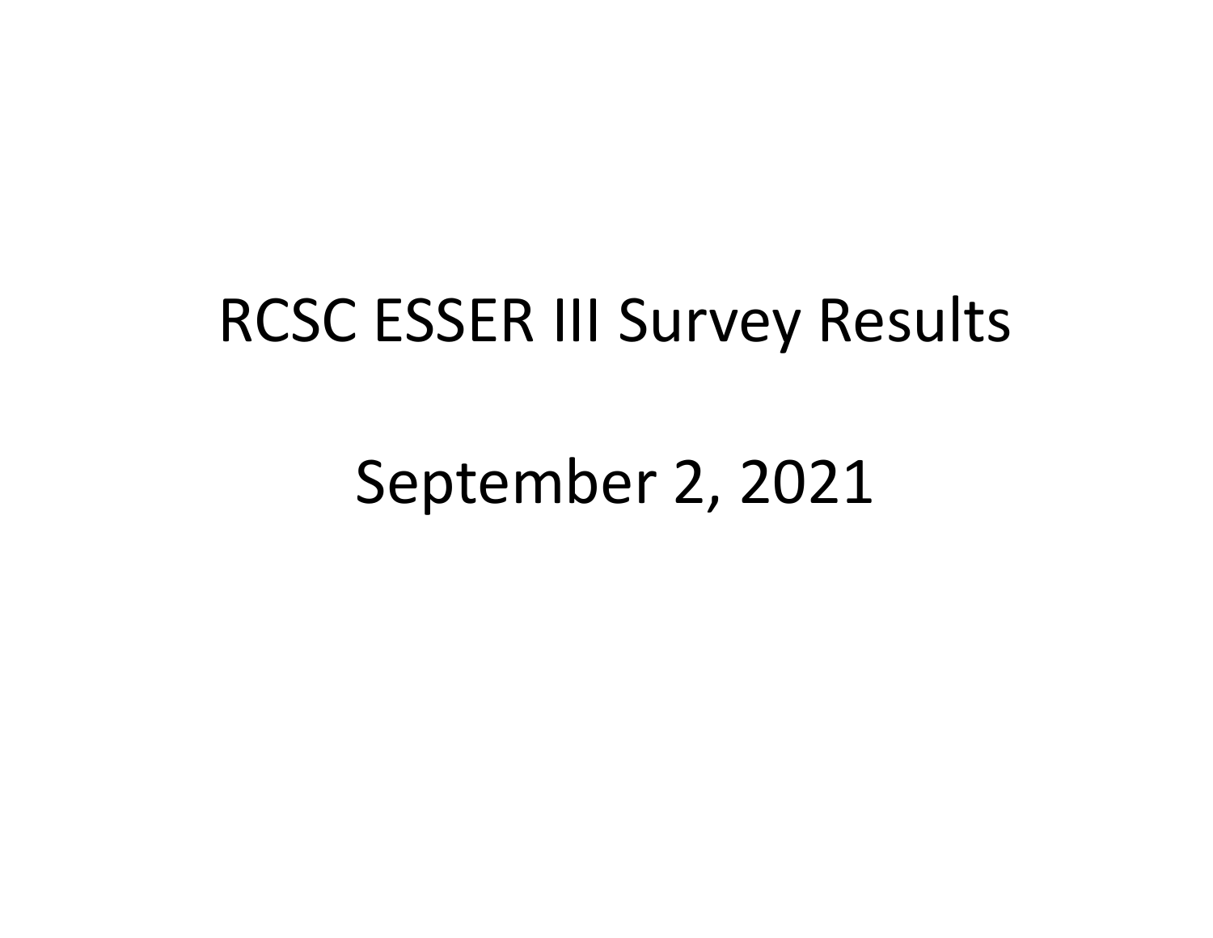# RCSC ESSER III Survey Results

September 2, 2021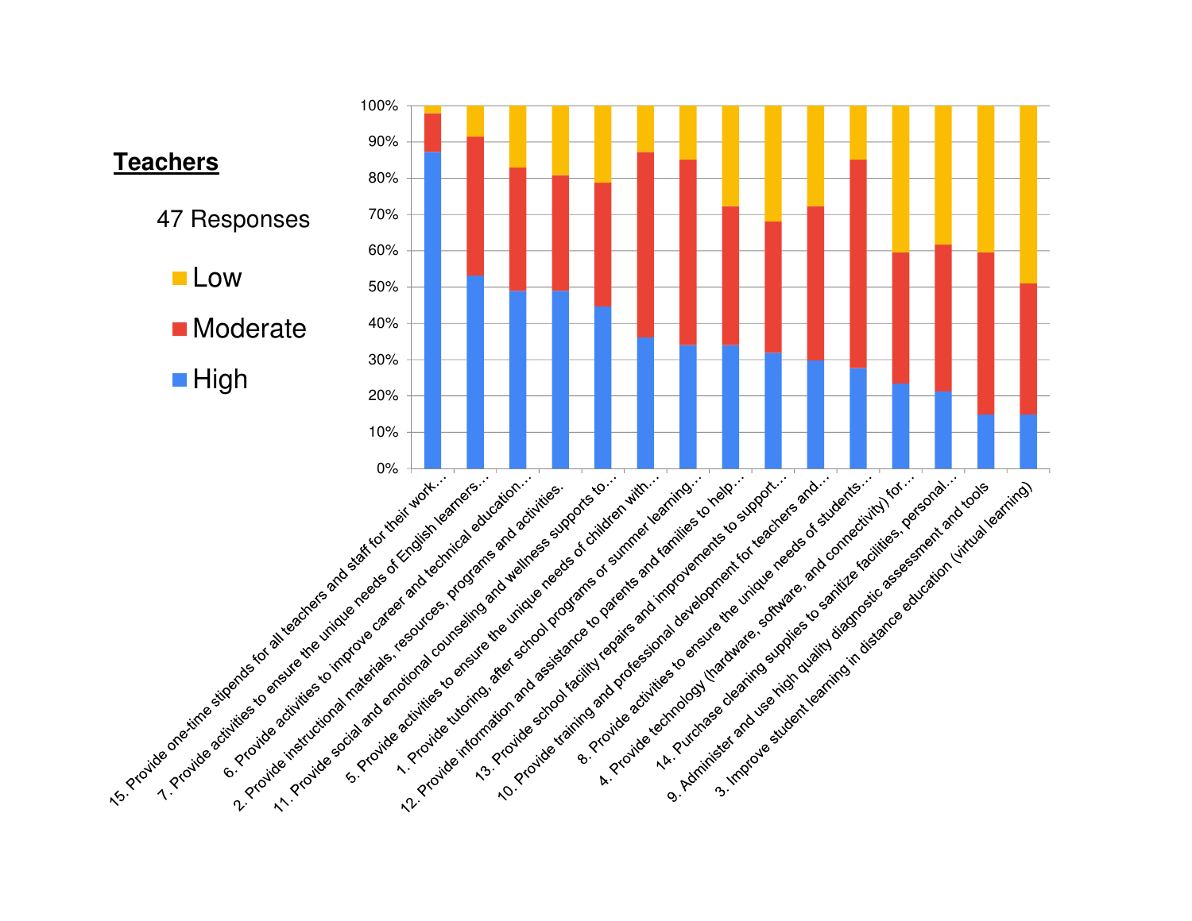## Teachers

47 Responses

- Low
- Moderate
- High

| Item | High | Moderate | Low |
|---|---|---|---|
| 15. Provide one-time stipends for all teachers and staff for their work… | ~87% | ~11% | ~2% |
| 7. Provide activities to ensure the unique needs of English learners… | ~53% | ~38% | ~9% |
| 6. Provide activities to improve career and technical education… | ~49% | ~34% | ~17% |
| 2. Provide instructional materials, resources, programs and activities. | ~49% | ~32% | ~19% |
| 11. Provide social and emotional counseling and wellness supports to… | ~45% | ~34% | ~21% |
| 5. Provide activities to ensure the unique needs of children with… | ~36% | ~51% | ~13% |
| 1. Provide tutoring, after school programs or summer learning… | ~34% | ~51% | ~15% |
| 12. Provide information and assistance to parents and families to help… | ~34% | ~38% | ~28% |
| 13. Provide school facility repairs and improvements to support… | ~32% | ~36% | ~32% |
| 10. Provide training and professional development for teachers and… | ~30% | ~42% | ~28% |
| 8. Provide activities to ensure the unique needs of students… | ~28% | ~57% | ~15% |
| 4. Provide technology (hardware, software, and connectivity) for… | ~23% | ~36% | ~40% |
| 14. Purchase cleaning supplies to sanitize facilities, personal… | ~21% | ~40% | ~38% |
| 9. Administer and use high quality diagnostic assessment and tools | ~15% | ~45% | ~40% |
| 3. Improve student learning in distance education (virtual learning) | ~15% | ~36% | ~49% |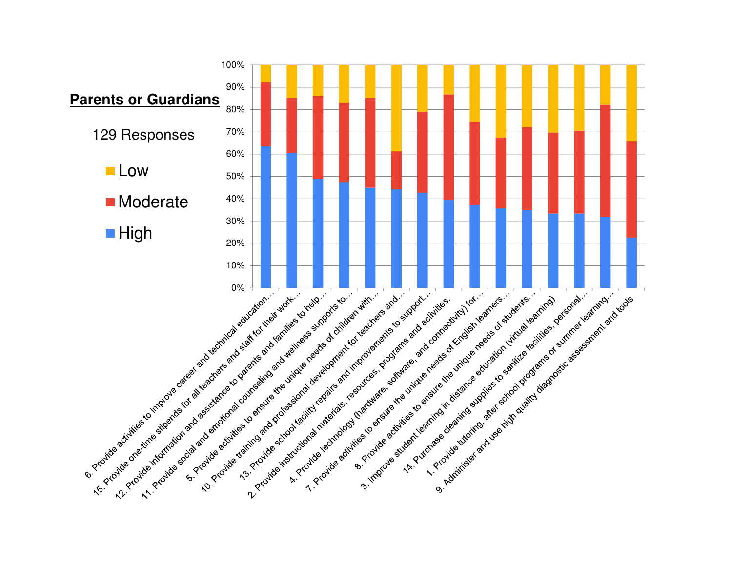**Parents or Guardians**

129 Responses

- Low
- Moderate
- High

| Item | High | Moderate | Low |
|---|---|---|---|
| 6. Provide activities to improve career and technical education... | ~64% | ~28% | ~8% |
| 15. Provide one-time stipends for all teachers and staff for their work... | ~60% | ~25% | ~15% |
| 12. Provide information and assistance to parents and families to help... | ~49% | ~37% | ~14% |
| 11. Provide social and emotional counseling and wellness supports to... | ~47% | ~36% | ~17% |
| 5. Provide activities to ensure the unique needs of children with... | ~45% | ~40% | ~15% |
| 10. Provide training and professional development for teachers and... | ~44% | ~17% | ~39% |
| 13. Provide school facility repairs and improvements to support... | ~43% | ~36% | ~21% |
| 2. Provide instructional materials, resources, programs and activities. | ~40% | ~47% | ~13% |
| 4. Provide technology (hardware, software, and connectivity) for... | ~37% | ~37% | ~26% |
| 7. Provide activities to ensure the unique needs of English learners... | ~36% | ~32% | ~32% |
| 8. Provide activities to ensure the unique needs of students... | ~35% | ~37% | ~28% |
| 3. Improve student learning in distance education (virtual learning) | ~33% | ~37% | ~30% |
| 14. Purchase cleaning supplies to sanitize facilities, personal... | ~33% | ~37% | ~30% |
| 1. Provide tutoring, after school programs or summer learning... | ~32% | ~50% | ~18% |
| 9. Administer and use high quality diagnostic assessment and tools | ~22% | ~44% | ~34% |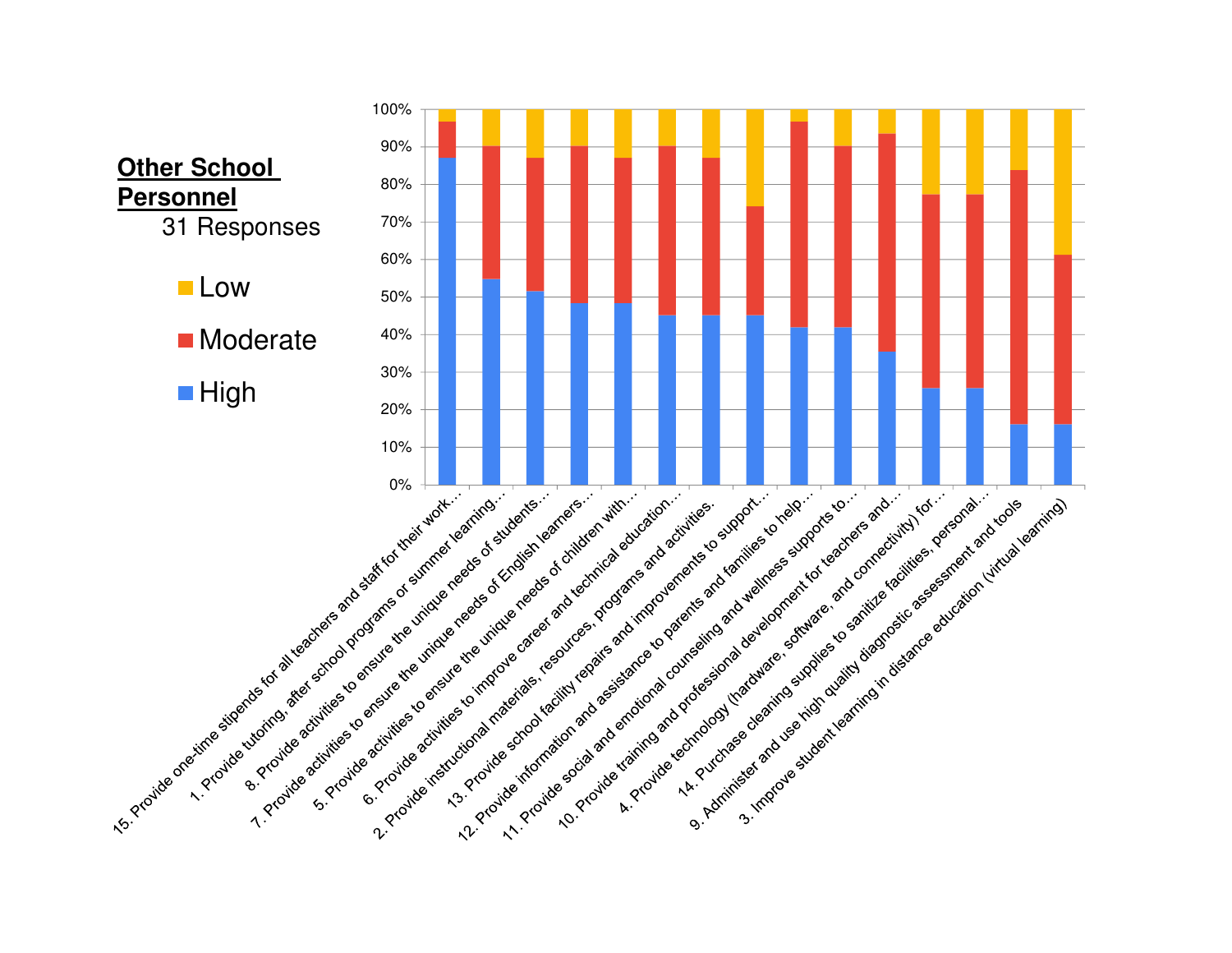**Other School Personnel**

31 Responses

- Low
- Moderate
- High

| Item | High | Moderate | Low |
|---|---|---|---|
| 15. Provide one-time stipends for all teachers and staff for their work... | 87% | 10% | 3% |
| 1. Provide tutoring, after school programs or summer learning... | 55% | 35% | 10% |
| 8. Provide activities to ensure the unique needs of students... | 52% | 35% | 13% |
| 7. Provide activities to ensure the unique needs of English learners... | 48% | 42% | 10% |
| 5. Provide activities to ensure the unique needs of children with... | 48% | 39% | 13% |
| 6. Provide activities to improve career and technical education... | 45% | 45% | 10% |
| 2. Provide instructional materials, resources, programs and activities. | 45% | 42% | 13% |
| 13. Provide school facility repairs and improvements to support... | 45% | 29% | 26% |
| 12. Provide information and assistance to parents and families to help... | 42% | 55% | 3% |
| 11. Provide social and emotional counseling and wellness supports to... | 42% | 48% | 10% |
| 10. Provide training and professional development for teachers and... | 35% | 58% | 6% |
| 4. Provide technology (hardware, software, and connectivity) for... | 26% | 52% | 23% |
| 14. Purchase cleaning supplies to sanitize facilities, personal... | 26% | 52% | 23% |
| 9. Administer and use high quality diagnostic assessment and tools | 16% | 68% | 16% |
| 3. Improve student learning in distance education (virtual learning) | 16% | 45% | 39% |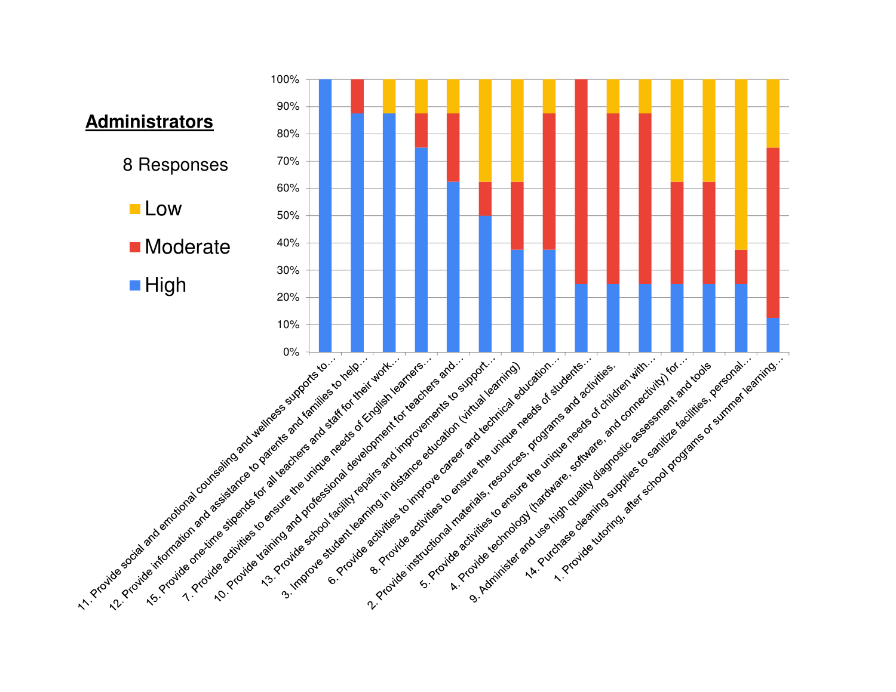## Administrators

8 Responses

Legend: Low, Moderate, High

| Item | High | Moderate | Low |
|---|---|---|---|
| 11. Provide social and emotional counseling and wellness supports to… | 100% | 0% | 0% |
| 12. Provide information and assistance to parents and families to help… | 87.5% | 12.5% | 0% |
| 15. Provide one-time stipends for all teachers and staff for their work… | 87.5% | 0% | 12.5% |
| 7. Provide activities to ensure the unique needs of English learners… | 75% | 12.5% | 12.5% |
| 10. Provide training and professional development for teachers and… | 62.5% | 25% | 12.5% |
| 13. Provide school facility repairs and improvements to support… | 50% | 12.5% | 37.5% |
| 3. Improve student learning in distance education (virtual learning) | 37.5% | 25% | 37.5% |
| 6. Provide activities to improve career and technical education… | 37.5% | 50% | 12.5% |
| 8. Provide activities to ensure the unique needs of students… | 25% | 75% | 0% |
| 2. Provide instructional materials, resources, programs and activities. | 25% | 62.5% | 12.5% |
| 5. Provide activities to ensure the unique needs of children with… | 25% | 62.5% | 12.5% |
| 4. Provide technology (hardware, software, and connectivity) for… | 25% | 37.5% | 37.5% |
| 9. Administer and use high quality diagnostic assessment and tools | 25% | 37.5% | 37.5% |
| 14. Purchase cleaning supplies to sanitize facilities, personal… | 25% | 12.5% | 62.5% |
| 1. Provide tutoring, after school programs or summer learning… | 12.5% | 62.5% | 25% |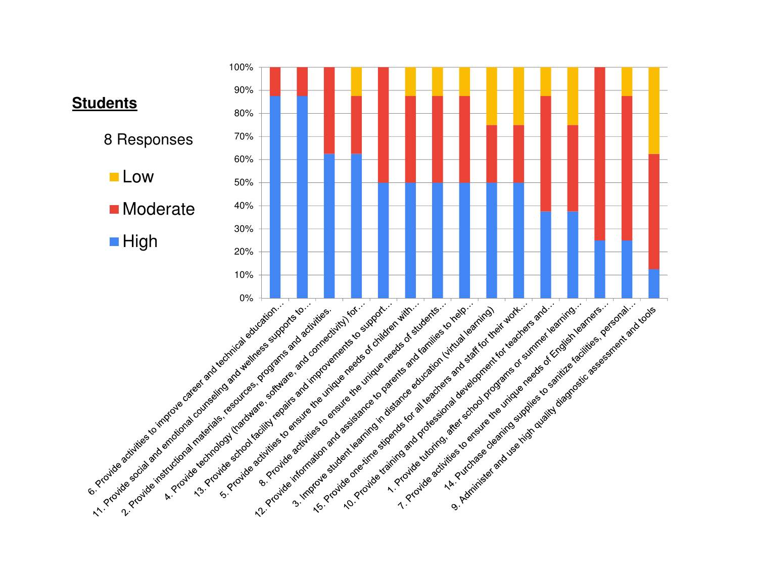## Students

8 Responses

- Low
- Moderate
- High

| Item | High | Moderate | Low |
| --- | --- | --- | --- |
| 6. Provide activities to improve career and technical education… | 87.5% | 12.5% | 0% |
| 11. Provide social and emotional counseling and wellness supports to… | 87.5% | 12.5% | 0% |
| 2. Provide instructional materials, resources, programs and activities. | 62.5% | 37.5% | 0% |
| 4. Provide technology (hardware, software, and connectivity) for… | 62.5% | 25% | 12.5% |
| 13. Provide school facility repairs and improvements to support… | 50% | 50% | 0% |
| 5. Provide activities to ensure the unique needs of children with… | 50% | 37.5% | 12.5% |
| 8. Provide activities to ensure the unique needs of students… | 50% | 37.5% | 12.5% |
| 12. Provide information and assistance to parents and families to help… | 50% | 37.5% | 12.5% |
| 3. Improve student learning in distance education (virtual learning) | 50% | 25% | 25% |
| 15. Provide one-time stipends for all teachers and staff for their work… | 50% | 25% | 25% |
| 10. Provide training and professional development for teachers and… | 37.5% | 50% | 12.5% |
| 1. Provide tutoring, after school programs or summer learning… | 37.5% | 37.5% | 25% |
| 7. Provide activities to ensure the unique needs of English learners… | 25% | 75% | 0% |
| 14. Purchase cleaning supplies to sanitize facilities, personal… | 25% | 62.5% | 12.5% |
| 9. Administer and use high quality diagnostic assessment and tools | 12.5% | 50% | 37.5% |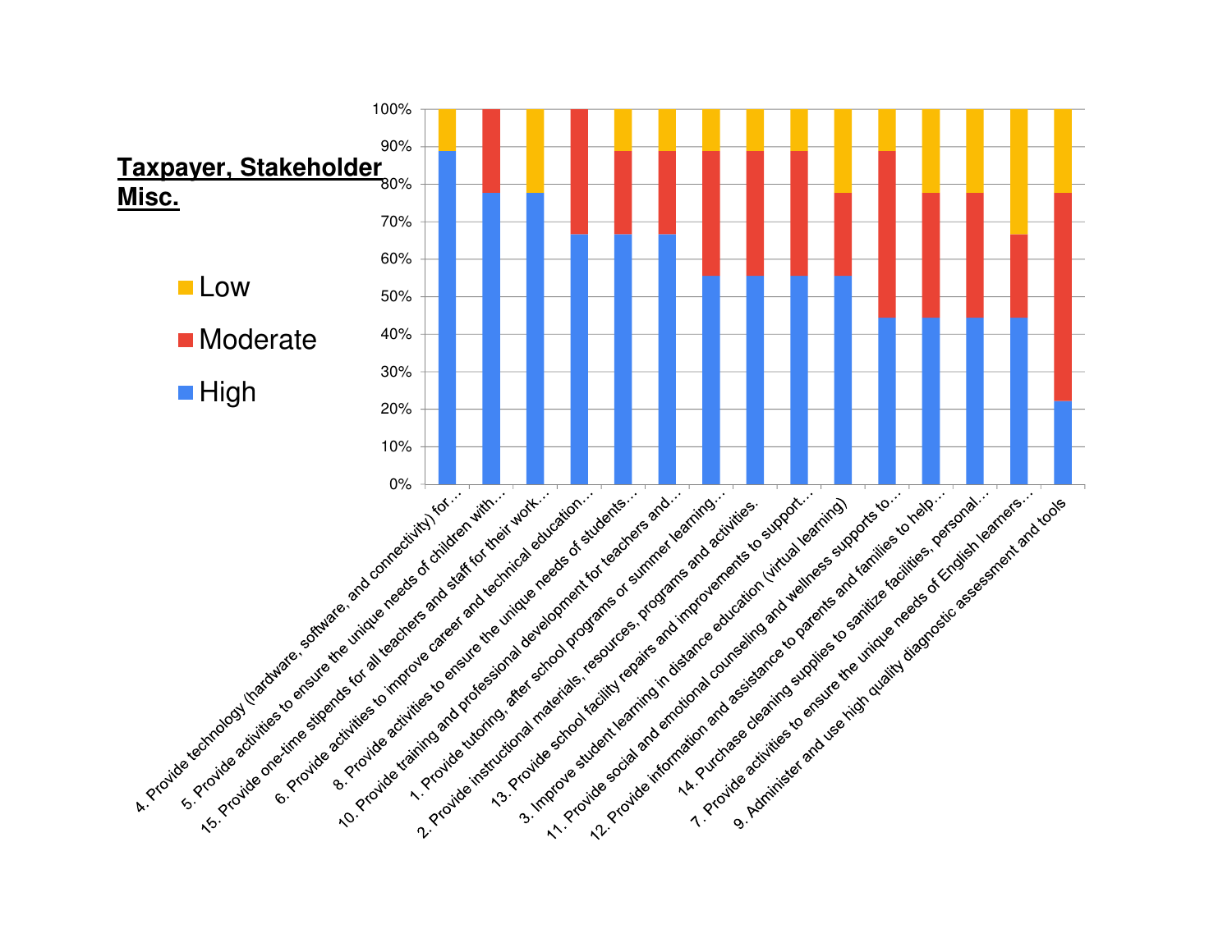**Taxpayer, Stakeholder Misc.**

| Item | High | Moderate | Low |
|---|---|---|---|
| 4. Provide technology (hardware, software, and connectivity) for… | 89% | 0% | 11% |
| 5. Provide activities to ensure the unique needs of children with… | 78% | 22% | 0% |
| 15. Provide one-time stipends for all teachers and staff for their work… | 78% | 0% | 22% |
| 6. Provide activities to improve career and technical education… | 67% | 33% | 0% |
| 8. Provide activities to ensure the unique needs of students… | 67% | 22% | 11% |
| 10. Provide training and professional development for teachers and… | 67% | 22% | 11% |
| 1. Provide tutoring, after school programs or summer learning… | 56% | 33% | 11% |
| 2. Provide instructional materials, resources, programs and activities. | 56% | 33% | 11% |
| 13. Provide school facility repairs and improvements to support… | 56% | 33% | 11% |
| 3. Improve student learning in distance education (virtual learning) | 56% | 22% | 22% |
| 11. Provide social and emotional counseling and wellness supports to… | 44% | 44% | 11% |
| 12. Provide information and assistance to parents and families to help… | 44% | 33% | 22% |
| 14. Purchase cleaning supplies to sanitize facilities, personal… | 44% | 33% | 22% |
| 7. Provide activities to ensure the unique needs of English learners… | 44% | 22% | 33% |
| 9. Administer and use high quality diagnostic assessment and tools | 22% | 56% | 22% |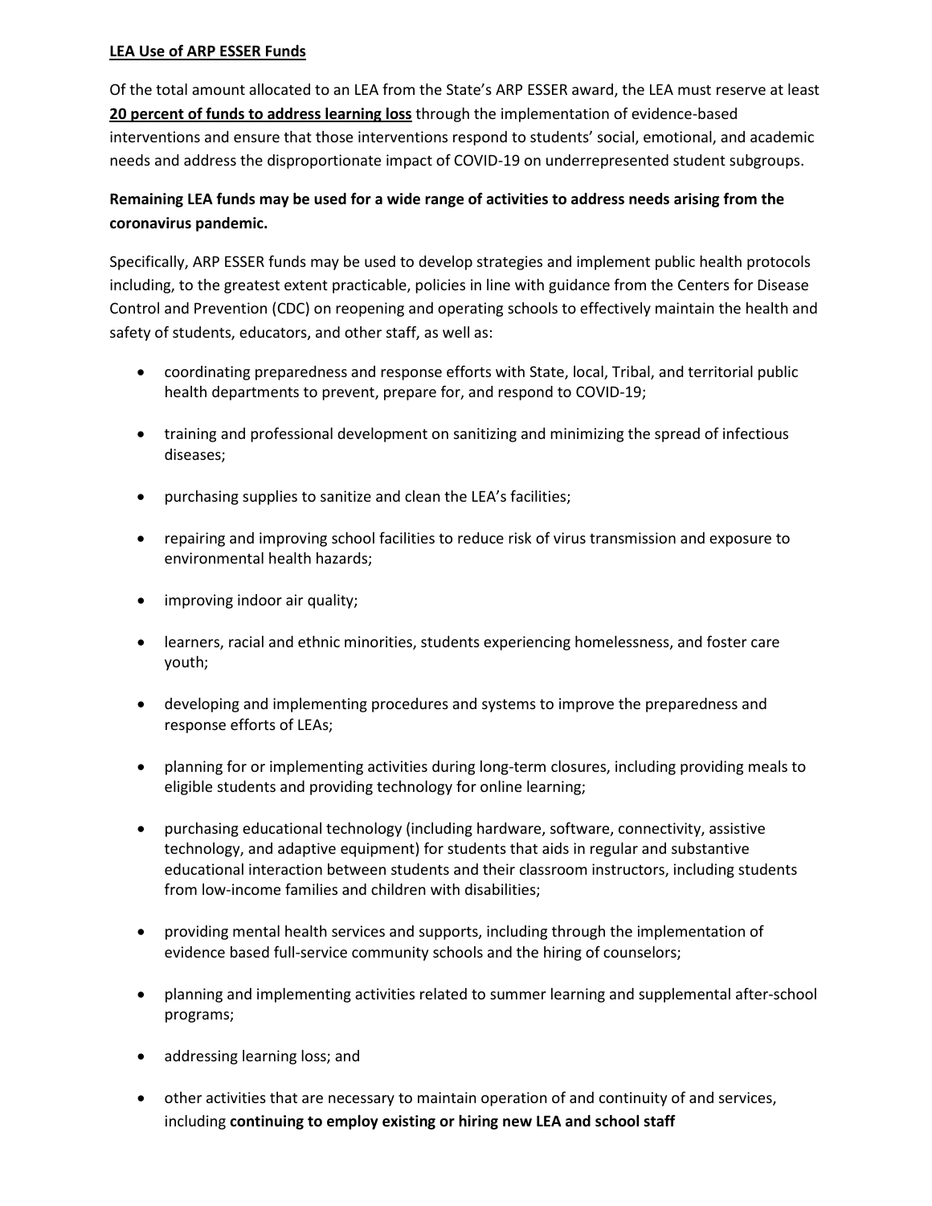**LEA Use of ARP ESSER Funds**

Of the total amount allocated to an LEA from the State's ARP ESSER award, the LEA must reserve at least **20 percent of funds to address learning loss** through the implementation of evidence-based interventions and ensure that those interventions respond to students' social, emotional, and academic needs and address the disproportionate impact of COVID-19 on underrepresented student subgroups.

**Remaining LEA funds may be used for a wide range of activities to address needs arising from the coronavirus pandemic.**

Specifically, ARP ESSER funds may be used to develop strategies and implement public health protocols including, to the greatest extent practicable, policies in line with guidance from the Centers for Disease Control and Prevention (CDC) on reopening and operating schools to effectively maintain the health and safety of students, educators, and other staff, as well as:

- coordinating preparedness and response efforts with State, local, Tribal, and territorial public health departments to prevent, prepare for, and respond to COVID-19;
- training and professional development on sanitizing and minimizing the spread of infectious diseases;
- purchasing supplies to sanitize and clean the LEA's facilities;
- repairing and improving school facilities to reduce risk of virus transmission and exposure to environmental health hazards;
- improving indoor air quality;
- learners, racial and ethnic minorities, students experiencing homelessness, and foster care youth;
- developing and implementing procedures and systems to improve the preparedness and response efforts of LEAs;
- planning for or implementing activities during long-term closures, including providing meals to eligible students and providing technology for online learning;
- purchasing educational technology (including hardware, software, connectivity, assistive technology, and adaptive equipment) for students that aids in regular and substantive educational interaction between students and their classroom instructors, including students from low-income families and children with disabilities;
- providing mental health services and supports, including through the implementation of evidence based full-service community schools and the hiring of counselors;
- planning and implementing activities related to summer learning and supplemental after-school programs;
- addressing learning loss; and
- other activities that are necessary to maintain operation of and continuity of and services, including **continuing to employ existing or hiring new LEA and school staff**